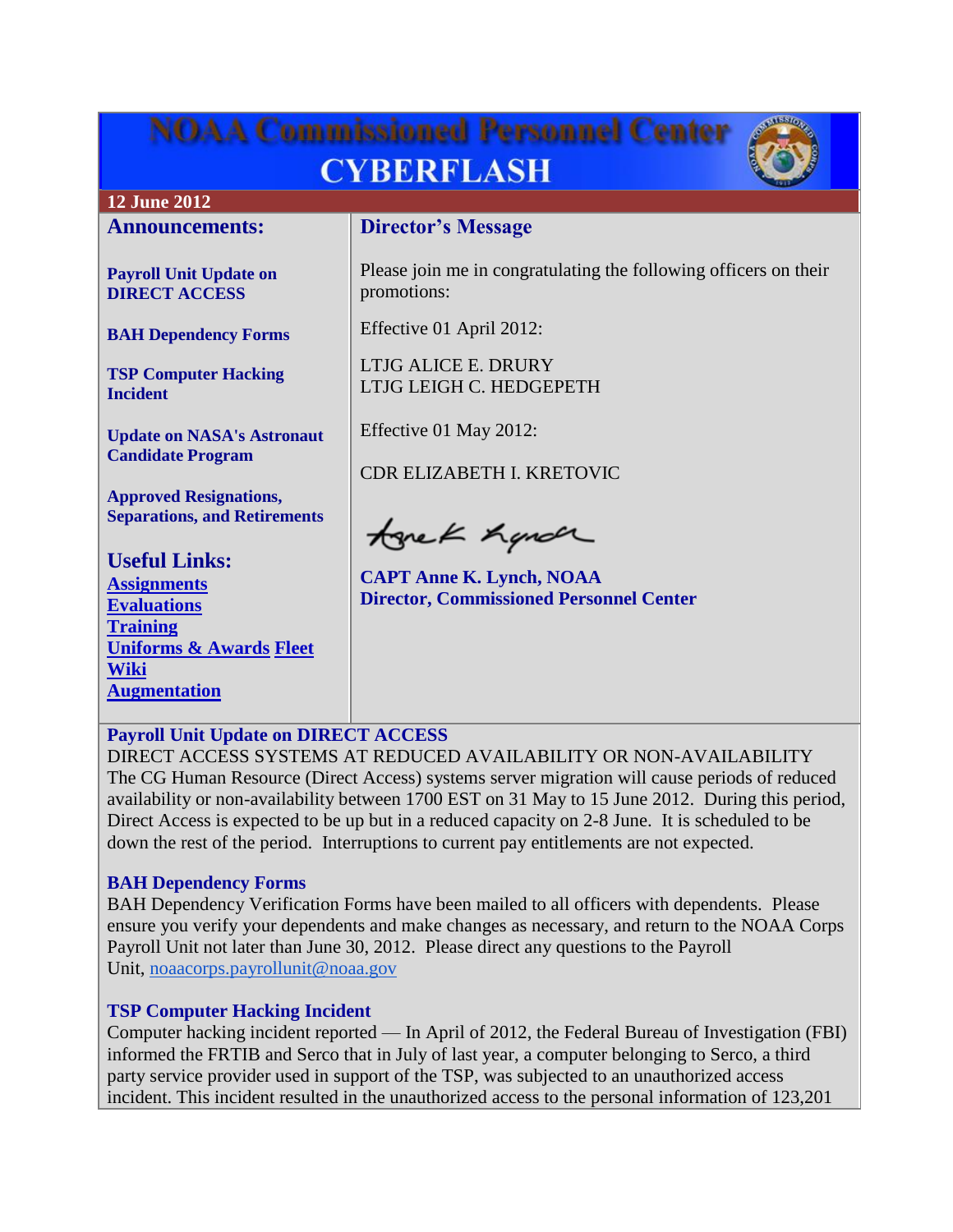# NOAA Commissioned Personnel Center
# CYBERFLASH

**12 June 2012**

## Announcements:

**Payroll Unit Update on DIRECT ACCESS**

**BAH Dependency Forms**

**TSP Computer Hacking Incident**

**Update on NASA's Astronaut Candidate Program**

**Approved Resignations, Separations, and Retirements**

## Useful Links:

Assignments
Evaluations
Training
Uniforms & Awards Fleet Wiki
Augmentation

## Director's Message

Please join me in congratulating the following officers on their promotions:

Effective 01 April 2012:

LTJG ALICE E. DRURY
LTJG LEIGH C. HEDGEPETH

Effective 01 May 2012:

CDR ELIZABETH I. KRETOVIC

**CAPT Anne K. Lynch, NOAA**
**Director, Commissioned Personnel Center**

### Payroll Unit Update on DIRECT ACCESS

DIRECT ACCESS SYSTEMS AT REDUCED AVAILABILITY OR NON-AVAILABILITY
The CG Human Resource (Direct Access) systems server migration will cause periods of reduced availability or non-availability between 1700 EST on 31 May to 15 June 2012. During this period, Direct Access is expected to be up but in a reduced capacity on 2-8 June. It is scheduled to be down the rest of the period. Interruptions to current pay entitlements are not expected.

### BAH Dependency Forms

BAH Dependency Verification Forms have been mailed to all officers with dependents. Please ensure you verify your dependents and make changes as necessary, and return to the NOAA Corps Payroll Unit not later than June 30, 2012. Please direct any questions to the Payroll Unit, noaacorps.payrollunit@noaa.gov

### TSP Computer Hacking Incident

Computer hacking incident reported — In April of 2012, the Federal Bureau of Investigation (FBI) informed the FRTIB and Serco that in July of last year, a computer belonging to Serco, a third party service provider used in support of the TSP, was subjected to an unauthorized access incident. This incident resulted in the unauthorized access to the personal information of 123,201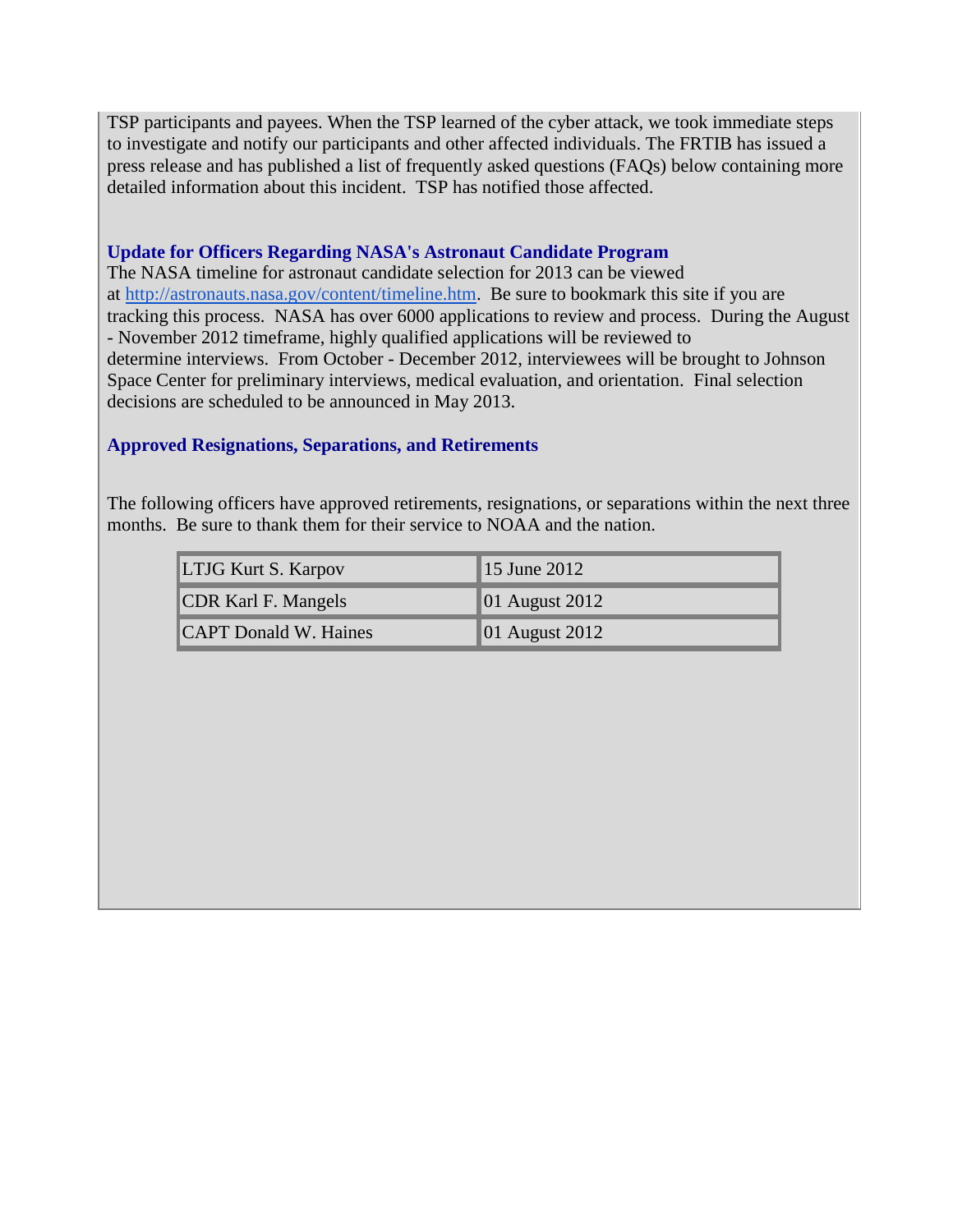TSP participants and payees. When the TSP learned of the cyber attack, we took immediate steps to investigate and notify our participants and other affected individuals. The FRTIB has issued a press release and has published a list of frequently asked questions (FAQs) below containing more detailed information about this incident. TSP has notified those affected.

### Update for Officers Regarding NASA's Astronaut Candidate Program

The NASA timeline for astronaut candidate selection for 2013 can be viewed at [http://astronauts.nasa.gov/content/timeline.htm](http://astronauts.nasa.gov/content/timeline.htm). Be sure to bookmark this site if you are tracking this process. NASA has over 6000 applications to review and process. During the August - November 2012 timeframe, highly qualified applications will be reviewed to determine interviews. From October - December 2012, interviewees will be brought to Johnson Space Center for preliminary interviews, medical evaluation, and orientation. Final selection decisions are scheduled to be announced in May 2013.

### Approved Resignations, Separations, and Retirements

The following officers have approved retirements, resignations, or separations within the next three months. Be sure to thank them for their service to NOAA and the nation.

| | |
|---|---|
| LTJG Kurt S. Karpov | 15 June 2012 |
| CDR Karl F. Mangels | 01 August 2012 |
| CAPT Donald W. Haines | 01 August 2012 |